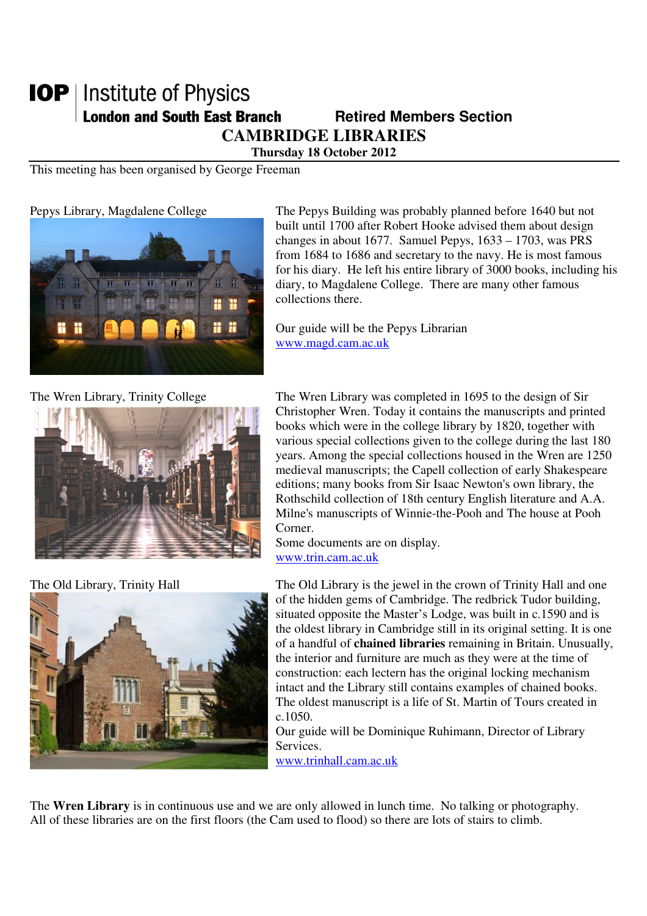# IOP | Institute of Physics

**London and South East Branch** **Retired Members Section**

## CAMBRIDGE LIBRARIES

**Thursday 18 October 2012**

This meeting has been organised by George Freeman

### Pepys Library, Magdalene College

The Pepys Building was probably planned before 1640 but not built until 1700 after Robert Hooke advised them about design changes in about 1677. Samuel Pepys, 1633 – 1703, was PRS from 1684 to 1686 and secretary to the navy. He is most famous for his diary. He left his entire library of 3000 books, including his diary, to Magdalene College. There are many other famous collections there.

Our guide will be the Pepys Librarian
www.magd.cam.ac.uk

### The Wren Library, Trinity College

The Wren Library was completed in 1695 to the design of Sir Christopher Wren. Today it contains the manuscripts and printed books which were in the college library by 1820, together with various special collections given to the college during the last 180 years. Among the special collections housed in the Wren are 1250 medieval manuscripts; the Capell collection of early Shakespeare editions; many books from Sir Isaac Newton's own library, the Rothschild collection of 18th century English literature and A.A. Milne's manuscripts of Winnie-the-Pooh and The house at Pooh Corner.
Some documents are on display.
www.trin.cam.ac.uk

### The Old Library, Trinity Hall

The Old Library is the jewel in the crown of Trinity Hall and one of the hidden gems of Cambridge. The redbrick Tudor building, situated opposite the Master's Lodge, was built in c.1590 and is the oldest library in Cambridge still in its original setting. It is one of a handful of **chained libraries** remaining in Britain. Unusually, the interior and furniture are much as they were at the time of construction: each lectern has the original locking mechanism intact and the Library still contains examples of chained books. The oldest manuscript is a life of St. Martin of Tours created in c.1050.
Our guide will be Dominique Ruhimann, Director of Library Services.
www.trinhall.cam.ac.uk

The **Wren Library** is in continuous use and we are only allowed in lunch time. No talking or photography.
All of these libraries are on the first floors (the Cam used to flood) so there are lots of stairs to climb.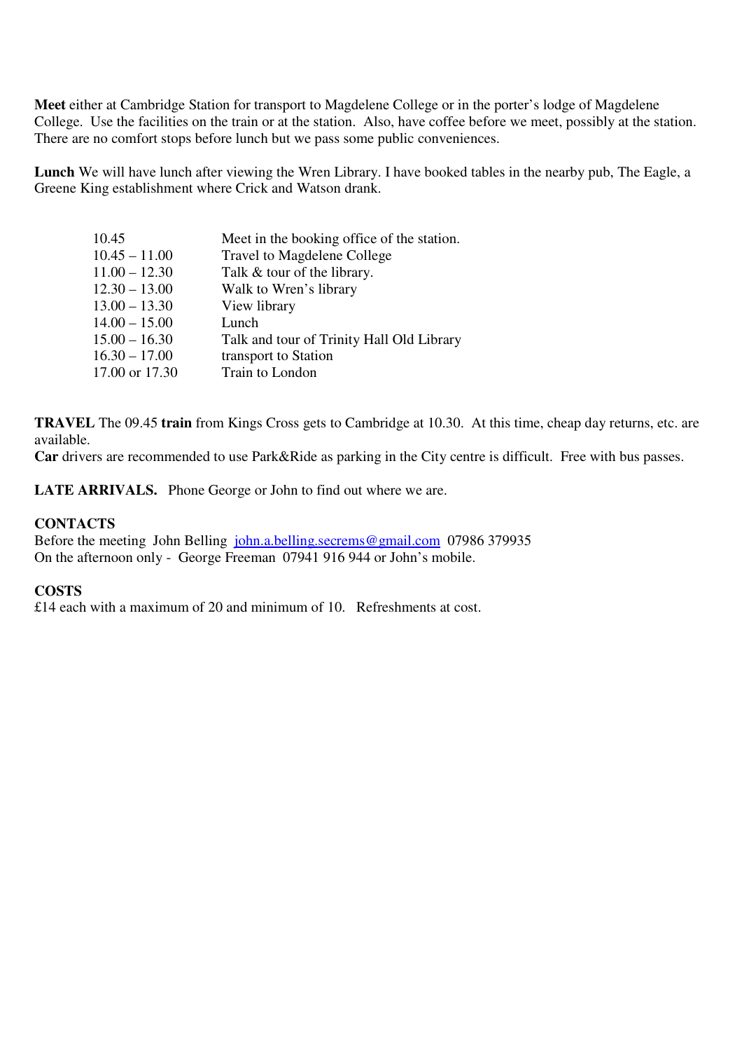**Meet** either at Cambridge Station for transport to Magdelene College or in the porter's lodge of Magdelene College. Use the facilities on the train or at the station. Also, have coffee before we meet, possibly at the station. There are no comfort stops before lunch but we pass some public conveniences.

**Lunch** We will have lunch after viewing the Wren Library. I have booked tables in the nearby pub, The Eagle, a Greene King establishment where Crick and Watson drank.

| | |
|---|---|
| 10.45 | Meet in the booking office of the station. |
| 10.45 – 11.00 | Travel to Magdelene College |
| 11.00 – 12.30 | Talk & tour of the library. |
| 12.30 – 13.00 | Walk to Wren's library |
| 13.00 – 13.30 | View library |
| 14.00 – 15.00 | Lunch |
| 15.00 – 16.30 | Talk and tour of Trinity Hall Old Library |
| 16.30 – 17.00 | transport to Station |
| 17.00 or 17.30 | Train to London |

**TRAVEL** The 09.45 **train** from Kings Cross gets to Cambridge at 10.30. At this time, cheap day returns, etc. are available.
**Car** drivers are recommended to use Park&Ride as parking in the City centre is difficult. Free with bus passes.

**LATE ARRIVALS.** Phone George or John to find out where we are.

**CONTACTS**
Before the meeting John Belling john.a.belling.secrems@gmail.com 07986 379935
On the afternoon only - George Freeman 07941 916 944 or John's mobile.

**COSTS**
£14 each with a maximum of 20 and minimum of 10. Refreshments at cost.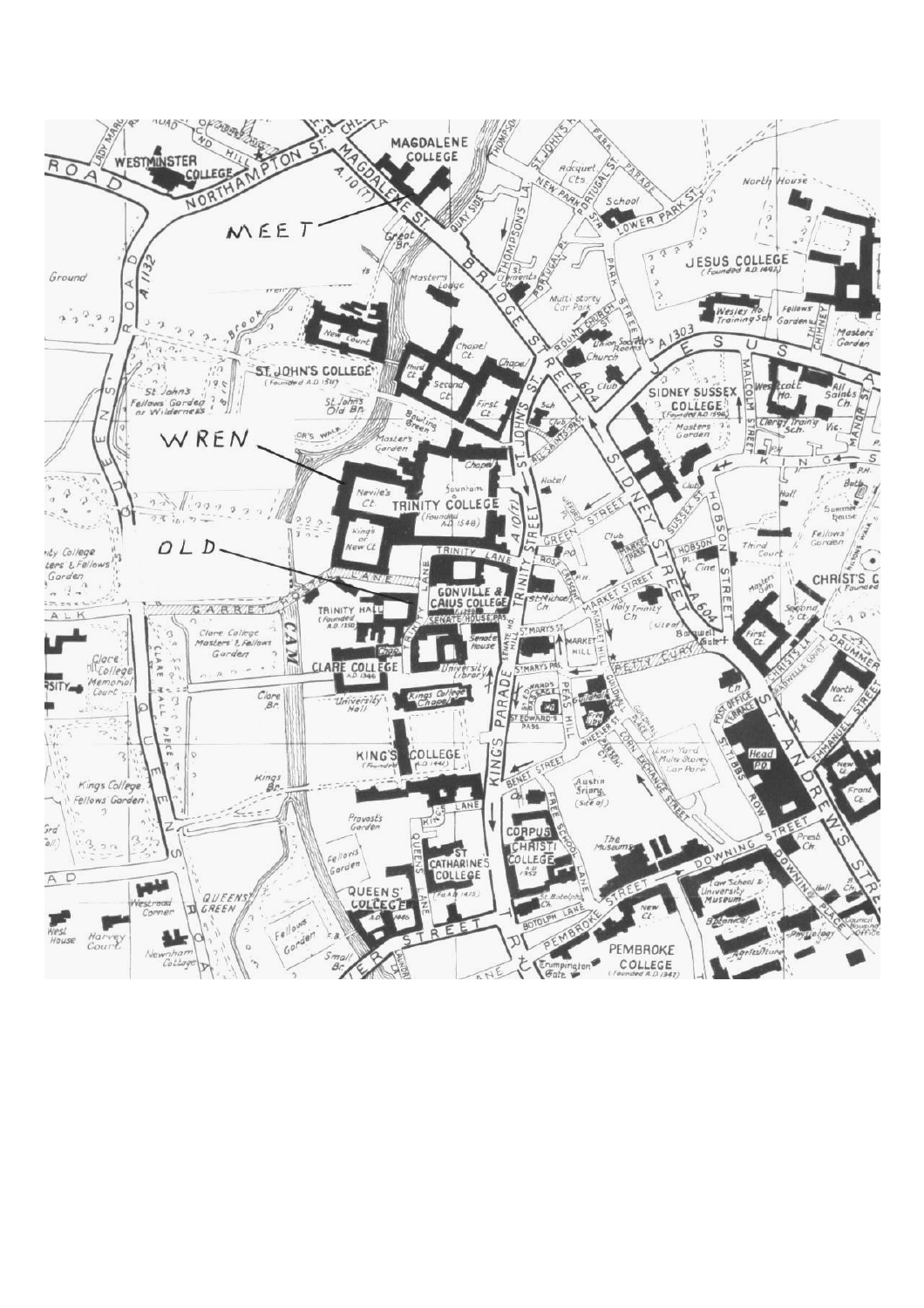MEET

WREN

OLD